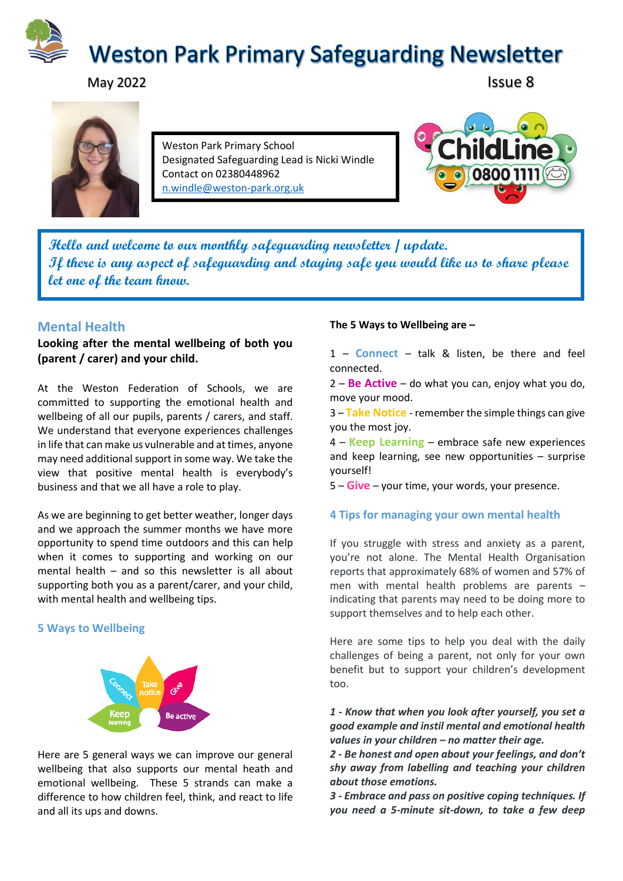// Weston Park Primary Safeguarding Newsletter

# Weston Park Primary Safeguarding Newsletter

May 2022 Issue 8

Weston Park Primary School
Designated Safeguarding Lead is Nicki Windle
Contact on 02380448962
n.windle@weston-park.org.uk

ChildLine 0800 1111

*Hello and welcome to our monthly safeguarding newsletter / update.*
*If there is any aspect of safeguarding and staying safe you would like us to share please let one of the team know.*

## Mental Health

**Looking after the mental wellbeing of both you (parent / carer) and your child.**

At the Weston Federation of Schools, we are committed to supporting the emotional health and wellbeing of all our pupils, parents / carers, and staff. We understand that everyone experiences challenges in life that can make us vulnerable and at times, anyone may need additional support in some way. We take the view that positive mental health is everybody's business and that we all have a role to play.

As we are beginning to get better weather, longer days and we approach the summer months we have more opportunity to spend time outdoors and this can help when it comes to supporting and working on our mental health – and so this newsletter is all about supporting both you as a parent/carer, and your child, with mental health and wellbeing tips.

### 5 Ways to Wellbeing

Connect, Take notice, Give, Keep learning, Be active

Here are 5 general ways we can improve our general wellbeing that also supports our mental heath and emotional wellbeing. These 5 strands can make a difference to how children feel, think, and react to life and all its ups and downs.

**The 5 Ways to Wellbeing are –**

1 – **Connect** – talk & listen, be there and feel connected.
2 – **Be Active** – do what you can, enjoy what you do, move your mood.
3 – **Take Notice** - remember the simple things can give you the most joy.
4 – **Keep Learning** – embrace safe new experiences and keep learning, see new opportunities – surprise yourself!
5 – **Give** – your time, your words, your presence.

### 4 Tips for managing your own mental health

If you struggle with stress and anxiety as a parent, you're not alone. The Mental Health Organisation reports that approximately 68% of women and 57% of men with mental health problems are parents – indicating that parents may need to be doing more to support themselves and to help each other.

Here are some tips to help you deal with the daily challenges of being a parent, not only for your own benefit but to support your children's development too.

***1 - Know that when you look after yourself, you set a good example and instil mental and emotional health values in your children – no matter their age.***
***2 - Be honest and open about your feelings, and don't shy away from labelling and teaching your children about those emotions.***
***3 - Embrace and pass on positive coping techniques. If you need a 5-minute sit-down, to take a few deep***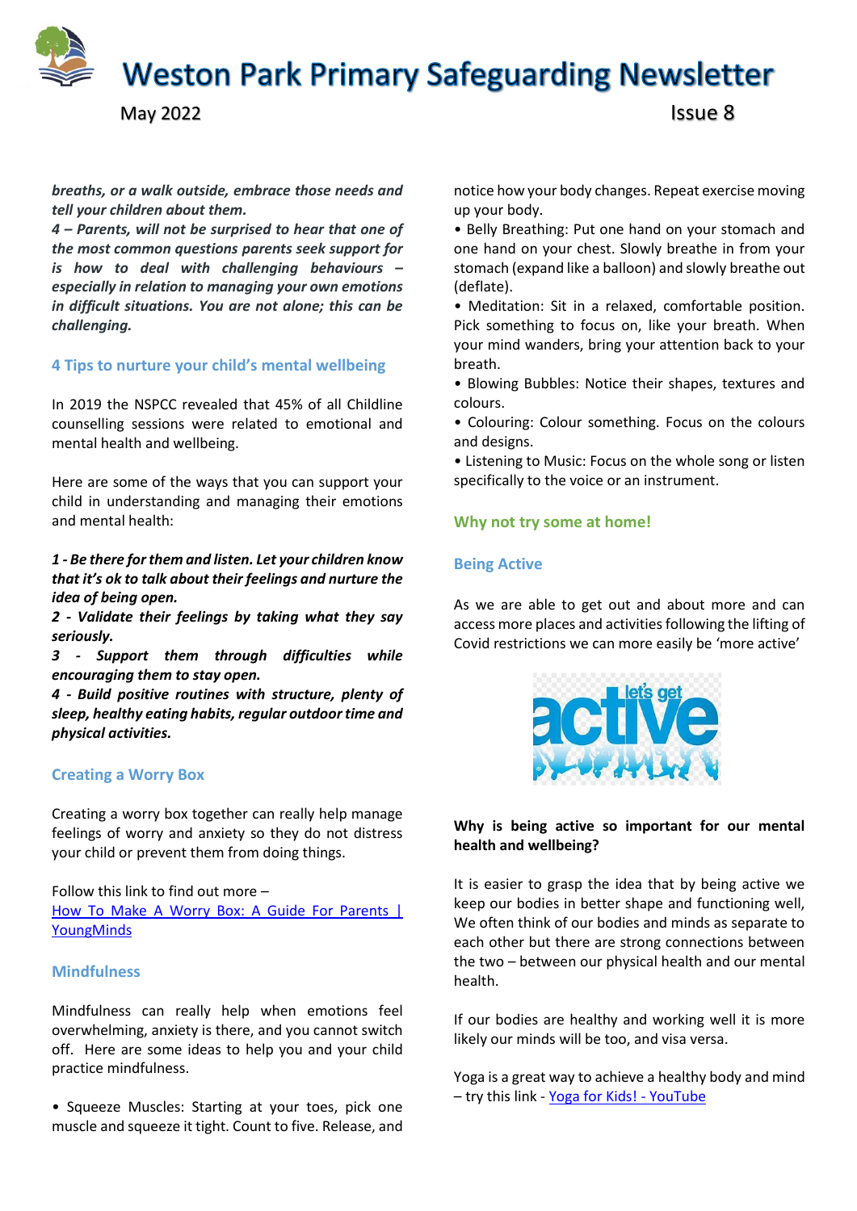*breaths, or a walk outside, embrace those needs and tell your children about them.*

*4 – Parents, will not be surprised to hear that one of the most common questions parents seek support for is how to deal with challenging behaviours – especially in relation to managing your own emotions in difficult situations. You are not alone; this can be challenging.*

## 4 Tips to nurture your child's mental wellbeing

In 2019 the NSPCC revealed that 45% of all Childline counselling sessions were related to emotional and mental health and wellbeing.

Here are some of the ways that you can support your child in understanding and managing their emotions and mental health:

***1 - Be there for them and listen. Let your children know that it's ok to talk about their feelings and nurture the idea of being open.***

***2 - Validate their feelings by taking what they say seriously.***

***3 - Support them through difficulties while encouraging them to stay open.***

***4 - Build positive routines with structure, plenty of sleep, healthy eating habits, regular outdoor time and physical activities.***

## Creating a Worry Box

Creating a worry box together can really help manage feelings of worry and anxiety so they do not distress your child or prevent them from doing things.

Follow this link to find out more – [How To Make A Worry Box: A Guide For Parents | YoungMinds]

## Mindfulness

Mindfulness can really help when emotions feel overwhelming, anxiety is there, and you cannot switch off. Here are some ideas to help you and your child practice mindfulness.

- Squeeze Muscles: Starting at your toes, pick one muscle and squeeze it tight. Count to five. Release, and notice how your body changes. Repeat exercise moving up your body.
- Belly Breathing: Put one hand on your stomach and one hand on your chest. Slowly breathe in from your stomach (expand like a balloon) and slowly breathe out (deflate).
- Meditation: Sit in a relaxed, comfortable position. Pick something to focus on, like your breath. When your mind wanders, bring your attention back to your breath.
- Blowing Bubbles: Notice their shapes, textures and colours.
- Colouring: Colour something. Focus on the colours and designs.
- Listening to Music: Focus on the whole song or listen specifically to the voice or an instrument.

## Why not try some at home!

## Being Active

As we are able to get out and about more and can access more places and activities following the lifting of Covid restrictions we can more easily be 'more active'

**Why is being active so important for our mental health and wellbeing?**

It is easier to grasp the idea that by being active we keep our bodies in better shape and functioning well, We often think of our bodies and minds as separate to each other but there are strong connections between the two – between our physical health and our mental health.

If our bodies are healthy and working well it is more likely our minds will be too, and visa versa.

Yoga is a great way to achieve a healthy body and mind – try this link - [Yoga for Kids! - YouTube]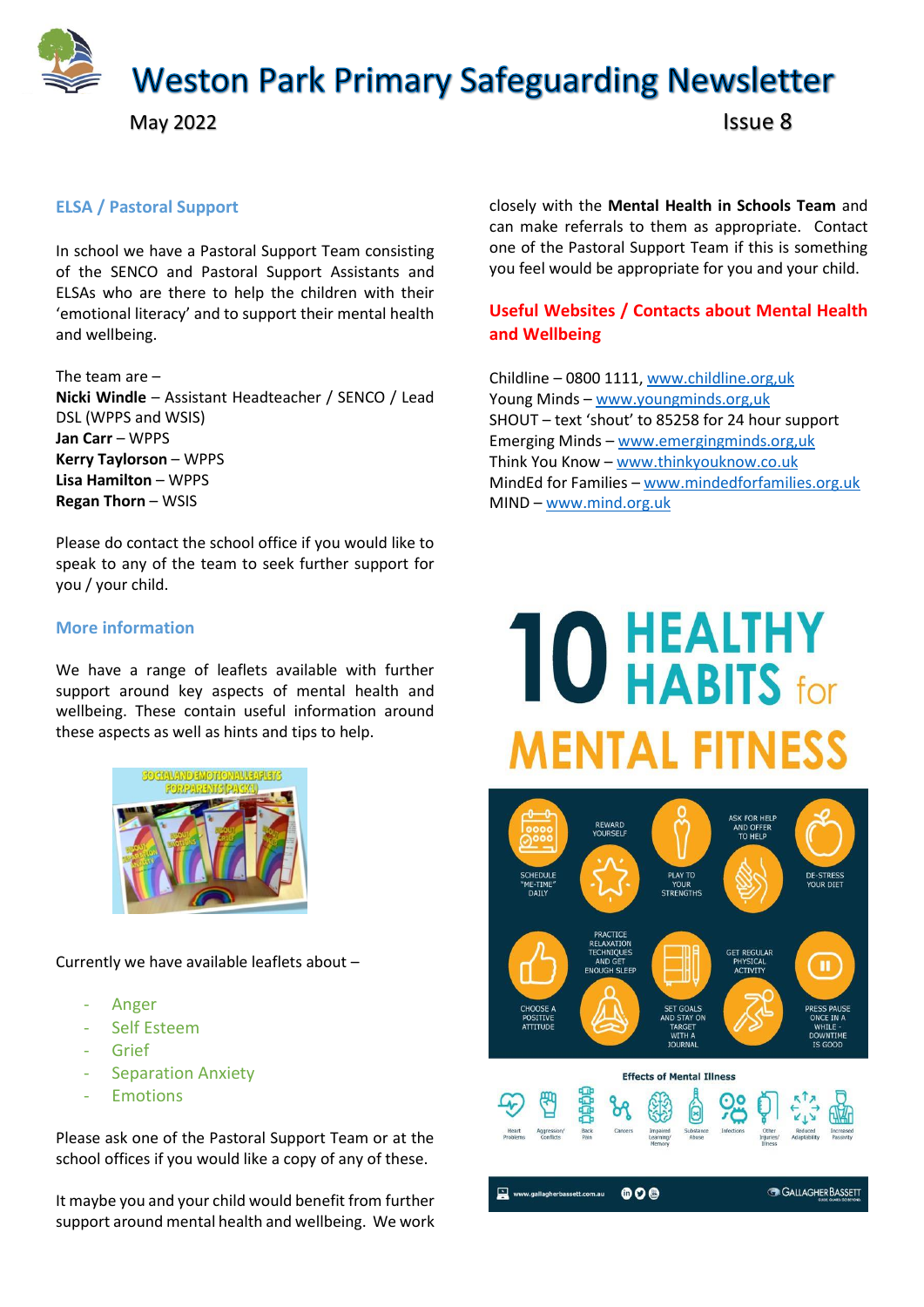# Weston Park Primary Safeguarding Newsletter

May 2022 Issue 8

## ELSA / Pastoral Support

In school we have a Pastoral Support Team consisting of the SENCO and Pastoral Support Assistants and ELSAs who are there to help the children with their 'emotional literacy' and to support their mental health and wellbeing.

The team are –
**Nicki Windle** – Assistant Headteacher / SENCO / Lead DSL (WPPS and WSIS)
**Jan Carr** – WPPS
**Kerry Taylorson** – WPPS
**Lisa Hamilton** – WPPS
**Regan Thorn** – WSIS

Please do contact the school office if you would like to speak to any of the team to seek further support for you / your child.

## More information

We have a range of leaflets available with further support around key aspects of mental health and wellbeing. These contain useful information around these aspects as well as hints and tips to help.

Currently we have available leaflets about –

- Anger
- Self Esteem
- Grief
- Separation Anxiety
- Emotions

Please ask one of the Pastoral Support Team or at the school offices if you would like a copy of any of these.

It maybe you and your child would benefit from further support around mental health and wellbeing. We work closely with the **Mental Health in Schools Team** and can make referrals to them as appropriate. Contact one of the Pastoral Support Team if this is something you feel would be appropriate for you and your child.

## Useful Websites / Contacts about Mental Health and Wellbeing

Childline – 0800 1111, www.childline.org,uk
Young Minds – www.youngminds.org,uk
SHOUT – text 'shout' to 85258 for 24 hour support
Emerging Minds – www.emergingminds.org,uk
Think You Know – www.thinkyouknow.co.uk
MindEd for Families – www.mindedforfamilies.org.uk
MIND – www.mind.org.uk

**10 HEALTHY HABITS for MENTAL FITNESS**

SCHEDULE "ME-TIME" DAILY
REWARD YOURSELF
PLAY TO YOUR STRENGTHS
ASK FOR HELP AND OFFER TO HELP
DE-STRESS YOUR DIET
CHOOSE A POSITIVE ATTITUDE
PRACTICE RELAXATION TECHNIQUES AND GET ENOUGH SLEEP
SET GOALS AND STAY ON TARGET WITH A JOURNAL
GET REGULAR PHYSICAL ACTIVITY
PRESS PAUSE ONCE IN A WHILE - DOWNTIME IS GOOD

Effects of Mental Illness

Heart Problems, Aggression/Conflicts, Back Pain, Cancers, Impaired Learning/Memory, Substance Abuse, Infections, Other Injuries/Illness, Reduced Adaptability, Increased Passivity

www.gallagherbassett.com.au
GALLAGHER BASSETT